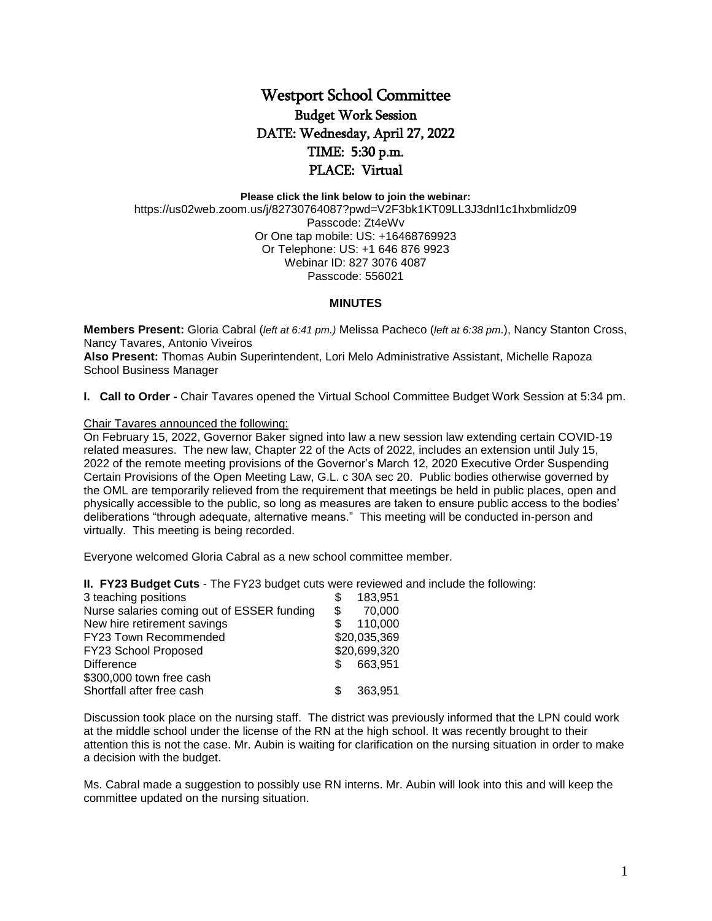# Westport School Committee

## Budget Work Session

## DATE: Wednesday, April 27, 2022

## TIME: 5:30 p.m.

## PLACE: Virtual

**Please click the link below to join the webinar:**
https://us02web.zoom.us/j/82730764087?pwd=V2F3bk1KT09LL3J3dnI1c1hxbmlidz09
Passcode: Zt4eWv
Or One tap mobile: US: +16468769923
Or Telephone: US: +1 646 876 9923
Webinar ID: 827 3076 4087
Passcode: 556021

### MINUTES

**Members Present:** Gloria Cabral (*left at 6:41 pm.)* Melissa Pacheco (*left at 6:38 pm*.), Nancy Stanton Cross, Nancy Tavares, Antonio Viveiros
**Also Present:** Thomas Aubin Superintendent, Lori Melo Administrative Assistant, Michelle Rapoza School Business Manager

**I. Call to Order -** Chair Tavares opened the Virtual School Committee Budget Work Session at 5:34 pm.

Chair Tavares announced the following:
On February 15, 2022, Governor Baker signed into law a new session law extending certain COVID-19 related measures. The new law, Chapter 22 of the Acts of 2022, includes an extension until July 15, 2022 of the remote meeting provisions of the Governor's March 12, 2020 Executive Order Suspending Certain Provisions of the Open Meeting Law, G.L. c 30A sec 20. Public bodies otherwise governed by the OML are temporarily relieved from the requirement that meetings be held in public places, open and physically accessible to the public, so long as measures are taken to ensure public access to the bodies' deliberations "through adequate, alternative means." This meeting will be conducted in-person and virtually. This meeting is being recorded.

Everyone welcomed Gloria Cabral as a new school committee member.

**II. FY23 Budget Cuts** - The FY23 budget cuts were reviewed and include the following:

| | |
|---|---|
| 3 teaching positions | $ 183,951 |
| Nurse salaries coming out of ESSER funding | $ 70,000 |
| New hire retirement savings | $ 110,000 |
| FY23 Town Recommended | $20,035,369 |
| FY23 School Proposed | $20,699,320 |
| Difference | $ 663,951 |
| $300,000 town free cash | |
| Shortfall after free cash | $ 363,951 |

Discussion took place on the nursing staff. The district was previously informed that the LPN could work at the middle school under the license of the RN at the high school. It was recently brought to their attention this is not the case. Mr. Aubin is waiting for clarification on the nursing situation in order to make a decision with the budget.

Ms. Cabral made a suggestion to possibly use RN interns. Mr. Aubin will look into this and will keep the committee updated on the nursing situation.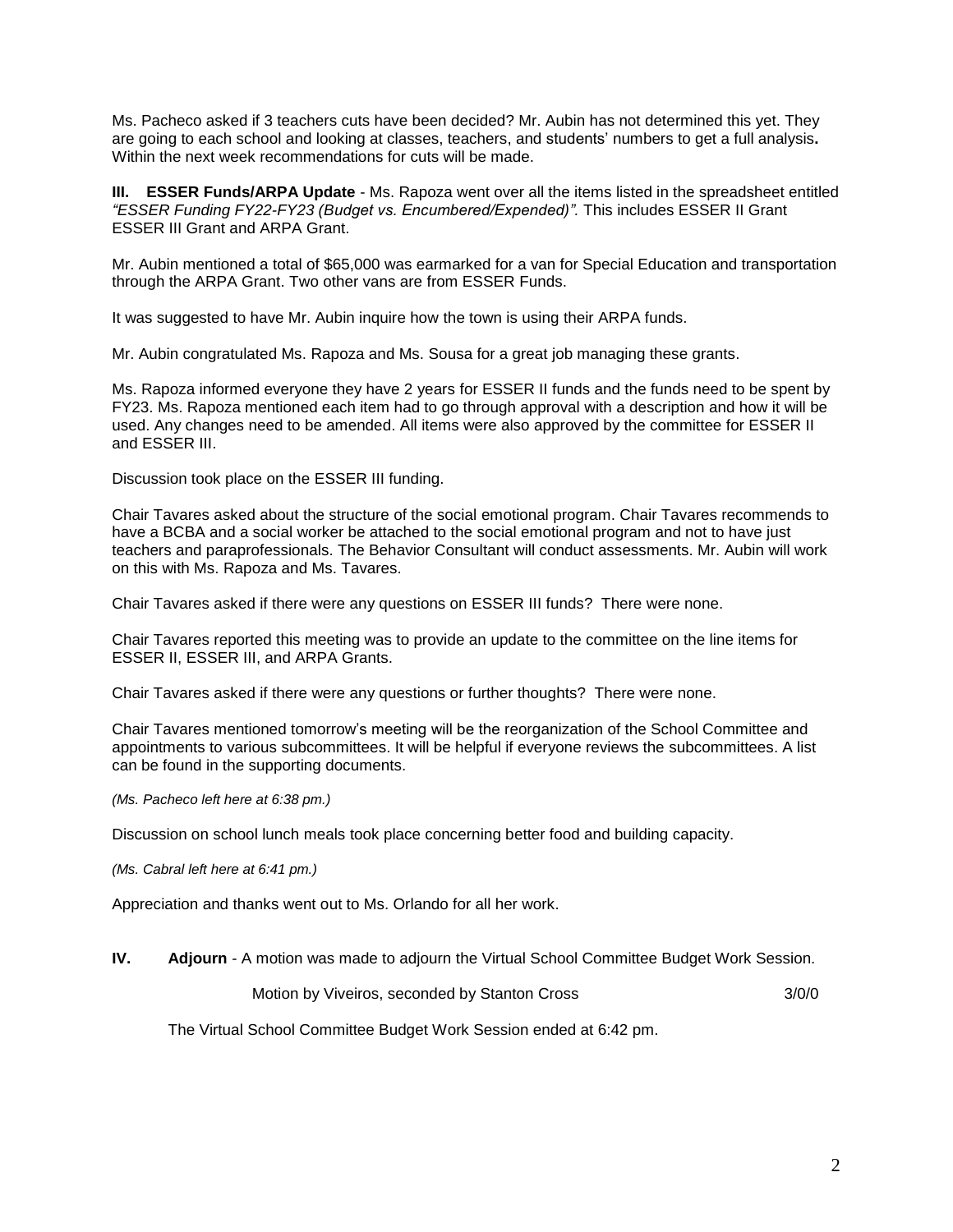Ms. Pacheco asked if 3 teachers cuts have been decided? Mr. Aubin has not determined this yet. They are going to each school and looking at classes, teachers, and students' numbers to get a full analysis**.** Within the next week recommendations for cuts will be made.

**III. ESSER Funds/ARPA Update** - Ms. Rapoza went over all the items listed in the spreadsheet entitled *"ESSER Funding FY22-FY23 (Budget vs. Encumbered/Expended)".* This includes ESSER II Grant ESSER III Grant and ARPA Grant.

Mr. Aubin mentioned a total of $65,000 was earmarked for a van for Special Education and transportation through the ARPA Grant. Two other vans are from ESSER Funds.

It was suggested to have Mr. Aubin inquire how the town is using their ARPA funds.

Mr. Aubin congratulated Ms. Rapoza and Ms. Sousa for a great job managing these grants.

Ms. Rapoza informed everyone they have 2 years for ESSER II funds and the funds need to be spent by FY23. Ms. Rapoza mentioned each item had to go through approval with a description and how it will be used. Any changes need to be amended. All items were also approved by the committee for ESSER II and ESSER III.

Discussion took place on the ESSER III funding.

Chair Tavares asked about the structure of the social emotional program. Chair Tavares recommends to have a BCBA and a social worker be attached to the social emotional program and not to have just teachers and paraprofessionals. The Behavior Consultant will conduct assessments. Mr. Aubin will work on this with Ms. Rapoza and Ms. Tavares.

Chair Tavares asked if there were any questions on ESSER III funds? There were none.

Chair Tavares reported this meeting was to provide an update to the committee on the line items for ESSER II, ESSER III, and ARPA Grants.

Chair Tavares asked if there were any questions or further thoughts? There were none.

Chair Tavares mentioned tomorrow's meeting will be the reorganization of the School Committee and appointments to various subcommittees. It will be helpful if everyone reviews the subcommittees. A list can be found in the supporting documents.

*(Ms. Pacheco left here at 6:38 pm.)*

Discussion on school lunch meals took place concerning better food and building capacity.

*(Ms. Cabral left here at 6:41 pm.)*

Appreciation and thanks went out to Ms. Orlando for all her work.

**IV. Adjourn** - A motion was made to adjourn the Virtual School Committee Budget Work Session.

Motion by Viveiros, seconded by Stanton Cross 3/0/0

The Virtual School Committee Budget Work Session ended at 6:42 pm.